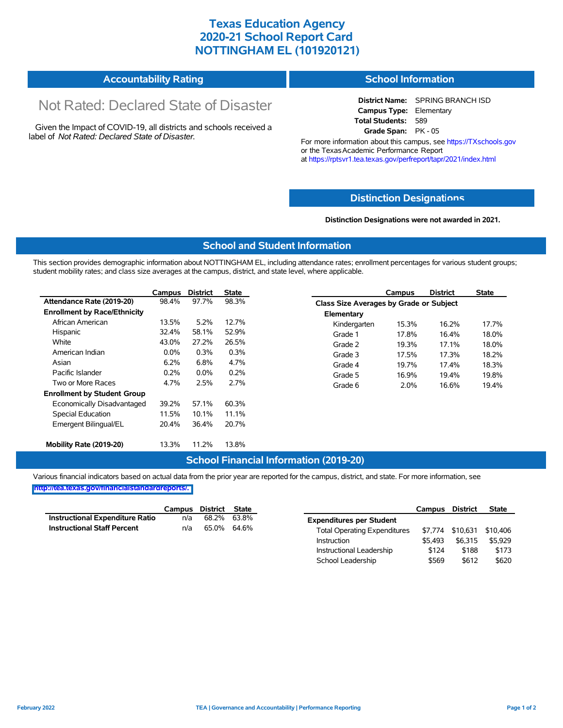# Texas Education Agency
# 2020-21 School Report Card
# NOTTINGHAM EL (101920121)

## Accountability Rating

Not Rated: Declared State of Disaster

Given the Impact of COVID-19, all districts and schools received a label of *Not Rated: Declared State of Disaster*.

## School Information

**District Name:** SPRING BRANCH ISD
**Campus Type:** Elementary
**Total Students:** 589
**Grade Span:** PK - 05

For more information about this campus, see https://TXschools.gov or the Texas Academic Performance Report at https://rptsvr1.tea.texas.gov/perfreport/tapr/2021/index.html

## Distinction Designations

**Distinction Designations were not awarded in 2021.**

## School and Student Information

This section provides demographic information about NOTTINGHAM EL, including attendance rates; enrollment percentages for various student groups; student mobility rates; and class size averages at the campus, district, and state level, where applicable.

| | Campus | District | State |
|---|---|---|---|
| **Attendance Rate (2019-20)** | 98.4% | 97.7% | 98.3% |
| **Enrollment by Race/Ethnicity** | | | |
| African American | 13.5% | 5.2% | 12.7% |
| Hispanic | 32.4% | 58.1% | 52.9% |
| White | 43.0% | 27.2% | 26.5% |
| American Indian | 0.0% | 0.3% | 0.3% |
| Asian | 6.2% | 6.8% | 4.7% |
| Pacific Islander | 0.2% | 0.0% | 0.2% |
| Two or More Races | 4.7% | 2.5% | 2.7% |
| **Enrollment by Student Group** | | | |
| Economically Disadvantaged | 39.2% | 57.1% | 60.3% |
| Special Education | 11.5% | 10.1% | 11.1% |
| Emergent Bilingual/EL | 20.4% | 36.4% | 20.7% |
| **Mobility Rate (2019-20)** | 13.3% | 11.2% | 13.8% |

| | Campus | District | State |
|---|---|---|---|
| **Class Size Averages by Grade or Subject** | | | |
| **Elementary** | | | |
| Kindergarten | 15.3% | 16.2% | 17.7% |
| Grade 1 | 17.8% | 16.4% | 18.0% |
| Grade 2 | 19.3% | 17.1% | 18.0% |
| Grade 3 | 17.5% | 17.3% | 18.2% |
| Grade 4 | 19.7% | 17.4% | 18.3% |
| Grade 5 | 16.9% | 19.4% | 19.8% |
| Grade 6 | 2.0% | 16.6% | 19.4% |

## School Financial Information (2019-20)

Various financial indicators based on actual data from the prior year are reported for the campus, district, and state. For more information, see http://tea.texas.gov/financialstandardreports/.

| | Campus | District | State |
|---|---|---|---|
| **Instructional Expenditure Ratio** | n/a | 68.2% | 63.8% |
| **Instructional Staff Percent** | n/a | 65.0% | 64.6% |

| | Campus | District | State |
|---|---|---|---|
| **Expenditures per Student** | | | |
| Total Operating Expenditures | $7,774 | $10,631 | $10,406 |
| Instruction | $5,493 | $6,315 | $5,929 |
| Instructional Leadership | $124 | $188 | $173 |
| School Leadership | $569 | $612 | $620 |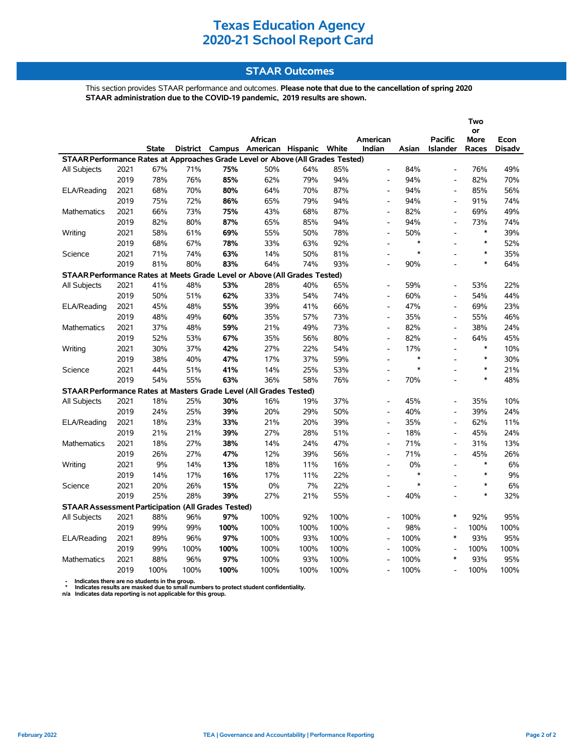# Texas Education Agency
# 2020-21 School Report Card

## STAAR Outcomes

This section provides STAAR performance and outcomes. **Please note that due to the cancellation of spring 2020 STAAR administration due to the COVID-19 pandemic, 2019 results are shown.**

| | | State | District | Campus | African American | Hispanic | White | American Indian | Asian | Pacific Islander | Two or More Races | Econ Disadv |
|---|---|---|---|---|---|---|---|---|---|---|---|---|
| **STAAR Performance Rates at Approaches Grade Level or Above (All Grades Tested)** | | | | | | | | | | | | |
| All Subjects | 2021 | 67% | 71% | **75%** | 50% | 64% | 85% | - | 84% | - | 76% | 49% |
| | 2019 | 78% | 76% | **85%** | 62% | 79% | 94% | - | 94% | - | 82% | 70% |
| ELA/Reading | 2021 | 68% | 70% | **80%** | 64% | 70% | 87% | - | 94% | - | 85% | 56% |
| | 2019 | 75% | 72% | **86%** | 65% | 79% | 94% | - | 94% | - | 91% | 74% |
| Mathematics | 2021 | 66% | 73% | **75%** | 43% | 68% | 87% | - | 82% | - | 69% | 49% |
| | 2019 | 82% | 80% | **87%** | 65% | 85% | 94% | - | 94% | - | 73% | 74% |
| Writing | 2021 | 58% | 61% | **69%** | 55% | 50% | 78% | - | 50% | - | * | 39% |
| | 2019 | 68% | 67% | **78%** | 33% | 63% | 92% | - | * | - | * | 52% |
| Science | 2021 | 71% | 74% | **63%** | 14% | 50% | 81% | - | * | - | * | 35% |
| | 2019 | 81% | 80% | **83%** | 64% | 74% | 93% | - | 90% | - | * | 64% |
| **STAAR Performance Rates at Meets Grade Level or Above (All Grades Tested)** | | | | | | | | | | | | |
| All Subjects | 2021 | 41% | 48% | **53%** | 28% | 40% | 65% | - | 59% | - | 53% | 22% |
| | 2019 | 50% | 51% | **62%** | 33% | 54% | 74% | - | 60% | - | 54% | 44% |
| ELA/Reading | 2021 | 45% | 48% | **55%** | 39% | 41% | 66% | - | 47% | - | 69% | 23% |
| | 2019 | 48% | 49% | **60%** | 35% | 57% | 73% | - | 35% | - | 55% | 46% |
| Mathematics | 2021 | 37% | 48% | **59%** | 21% | 49% | 73% | - | 82% | - | 38% | 24% |
| | 2019 | 52% | 53% | **67%** | 35% | 56% | 80% | - | 82% | - | 64% | 45% |
| Writing | 2021 | 30% | 37% | **42%** | 27% | 22% | 54% | - | 17% | - | * | 10% |
| | 2019 | 38% | 40% | **47%** | 17% | 37% | 59% | - | * | - | * | 30% |
| Science | 2021 | 44% | 51% | **41%** | 14% | 25% | 53% | - | * | - | * | 21% |
| | 2019 | 54% | 55% | **63%** | 36% | 58% | 76% | - | 70% | - | * | 48% |
| **STAAR Performance Rates at Masters Grade Level (All Grades Tested)** | | | | | | | | | | | | |
| All Subjects | 2021 | 18% | 25% | **30%** | 16% | 19% | 37% | - | 45% | - | 35% | 10% |
| | 2019 | 24% | 25% | **39%** | 20% | 29% | 50% | - | 40% | - | 39% | 24% |
| ELA/Reading | 2021 | 18% | 23% | **33%** | 21% | 20% | 39% | - | 35% | - | 62% | 11% |
| | 2019 | 21% | 21% | **39%** | 27% | 28% | 51% | - | 18% | - | 45% | 24% |
| Mathematics | 2021 | 18% | 27% | **38%** | 14% | 24% | 47% | - | 71% | - | 31% | 13% |
| | 2019 | 26% | 27% | **47%** | 12% | 39% | 56% | - | 71% | - | 45% | 26% |
| Writing | 2021 | 9% | 14% | **13%** | 18% | 11% | 16% | - | 0% | - | * | 6% |
| | 2019 | 14% | 17% | **16%** | 17% | 11% | 22% | - | * | - | * | 9% |
| Science | 2021 | 20% | 26% | **15%** | 0% | 7% | 22% | - | * | - | * | 6% |
| | 2019 | 25% | 28% | **39%** | 27% | 21% | 55% | - | 40% | - | * | 32% |
| **STAAR Assessment Participation (All Grades Tested)** | | | | | | | | | | | | |
| All Subjects | 2021 | 88% | 96% | **97%** | 100% | 92% | 100% | - | 100% | * | 92% | 95% |
| | 2019 | 99% | 99% | **100%** | 100% | 100% | 100% | - | 98% | - | 100% | 100% |
| ELA/Reading | 2021 | 89% | 96% | **97%** | 100% | 93% | 100% | - | 100% | * | 93% | 95% |
| | 2019 | 99% | 100% | **100%** | 100% | 100% | 100% | - | 100% | - | 100% | 100% |
| Mathematics | 2021 | 88% | 96% | **97%** | 100% | 93% | 100% | - | 100% | * | 93% | 95% |
| | 2019 | 100% | 100% | **100%** | 100% | 100% | 100% | - | 100% | - | 100% | 100% |

- Indicates there are no students in the group.
* Indicates results are masked due to small numbers to protect student confidentiality.
n/a Indicates data reporting is not applicable for this group.